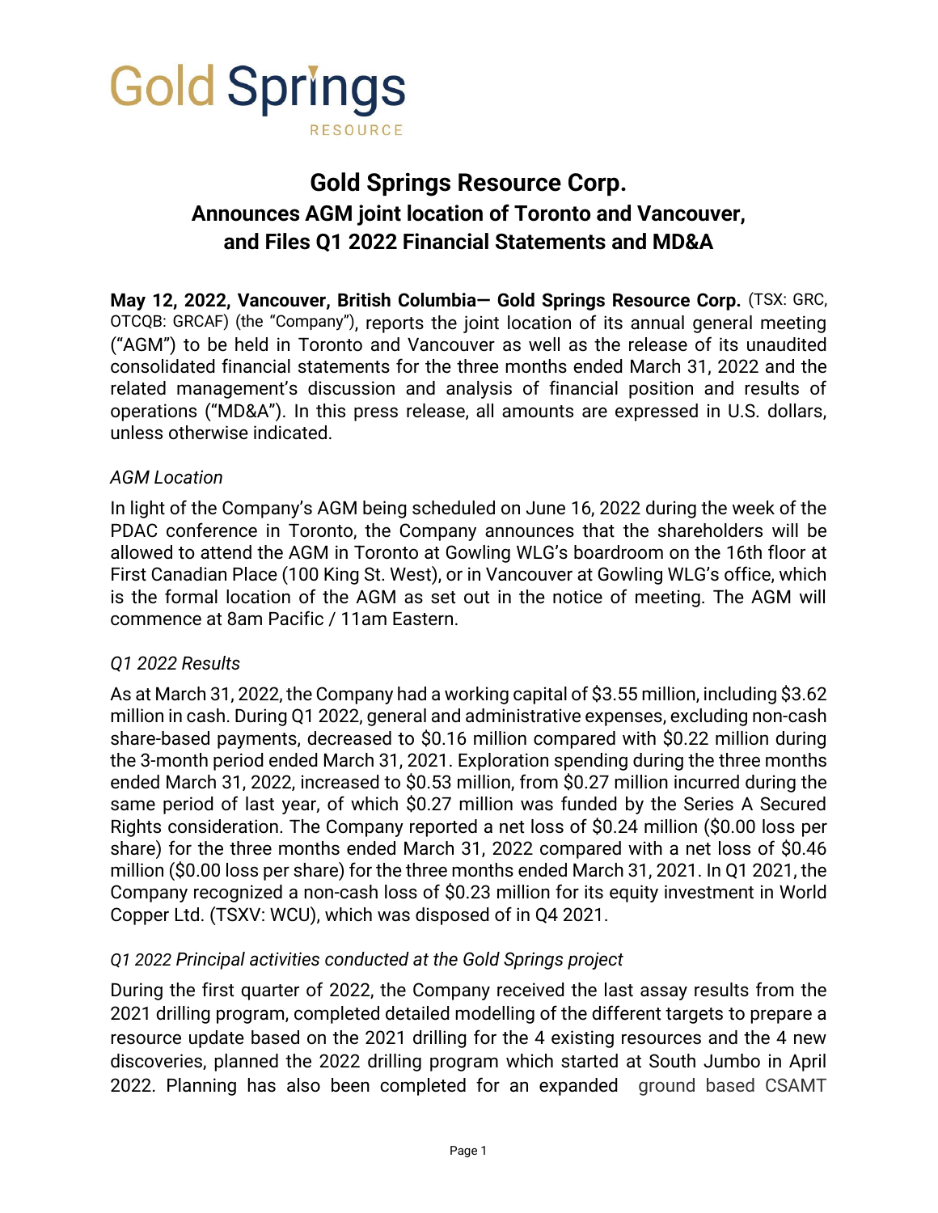Gold Springs
RESOURCE

# Gold Springs Resource Corp.

## Announces AGM joint location of Toronto and Vancouver, and Files Q1 2022 Financial Statements and MD&A

**May 12, 2022, Vancouver, British Columbia— Gold Springs Resource Corp.** (TSX: GRC, OTCQB: GRCAF) (the "Company"), reports the joint location of its annual general meeting ("AGM") to be held in Toronto and Vancouver as well as the release of its unaudited consolidated financial statements for the three months ended March 31, 2022 and the related management's discussion and analysis of financial position and results of operations ("MD&A"). In this press release, all amounts are expressed in U.S. dollars, unless otherwise indicated.

*AGM Location*

In light of the Company's AGM being scheduled on June 16, 2022 during the week of the PDAC conference in Toronto, the Company announces that the shareholders will be allowed to attend the AGM in Toronto at Gowling WLG's boardroom on the 16th floor at First Canadian Place (100 King St. West), or in Vancouver at Gowling WLG's office, which is the formal location of the AGM as set out in the notice of meeting. The AGM will commence at 8am Pacific / 11am Eastern.

*Q1 2022 Results*

As at March 31, 2022, the Company had a working capital of $3.55 million, including $3.62 million in cash. During Q1 2022, general and administrative expenses, excluding non-cash share-based payments, decreased to $0.16 million compared with $0.22 million during the 3-month period ended March 31, 2021. Exploration spending during the three months ended March 31, 2022, increased to $0.53 million, from $0.27 million incurred during the same period of last year, of which $0.27 million was funded by the Series A Secured Rights consideration. The Company reported a net loss of $0.24 million ($0.00 loss per share) for the three months ended March 31, 2022 compared with a net loss of $0.46 million ($0.00 loss per share) for the three months ended March 31, 2021. In Q1 2021, the Company recognized a non-cash loss of $0.23 million for its equity investment in World Copper Ltd. (TSXV: WCU), which was disposed of in Q4 2021.

*Q1 2022 Principal activities conducted at the Gold Springs project*

During the first quarter of 2022, the Company received the last assay results from the 2021 drilling program, completed detailed modelling of the different targets to prepare a resource update based on the 2021 drilling for the 4 existing resources and the 4 new discoveries, planned the 2022 drilling program which started at South Jumbo in April 2022. Planning has also been completed for an expanded ground based CSAMT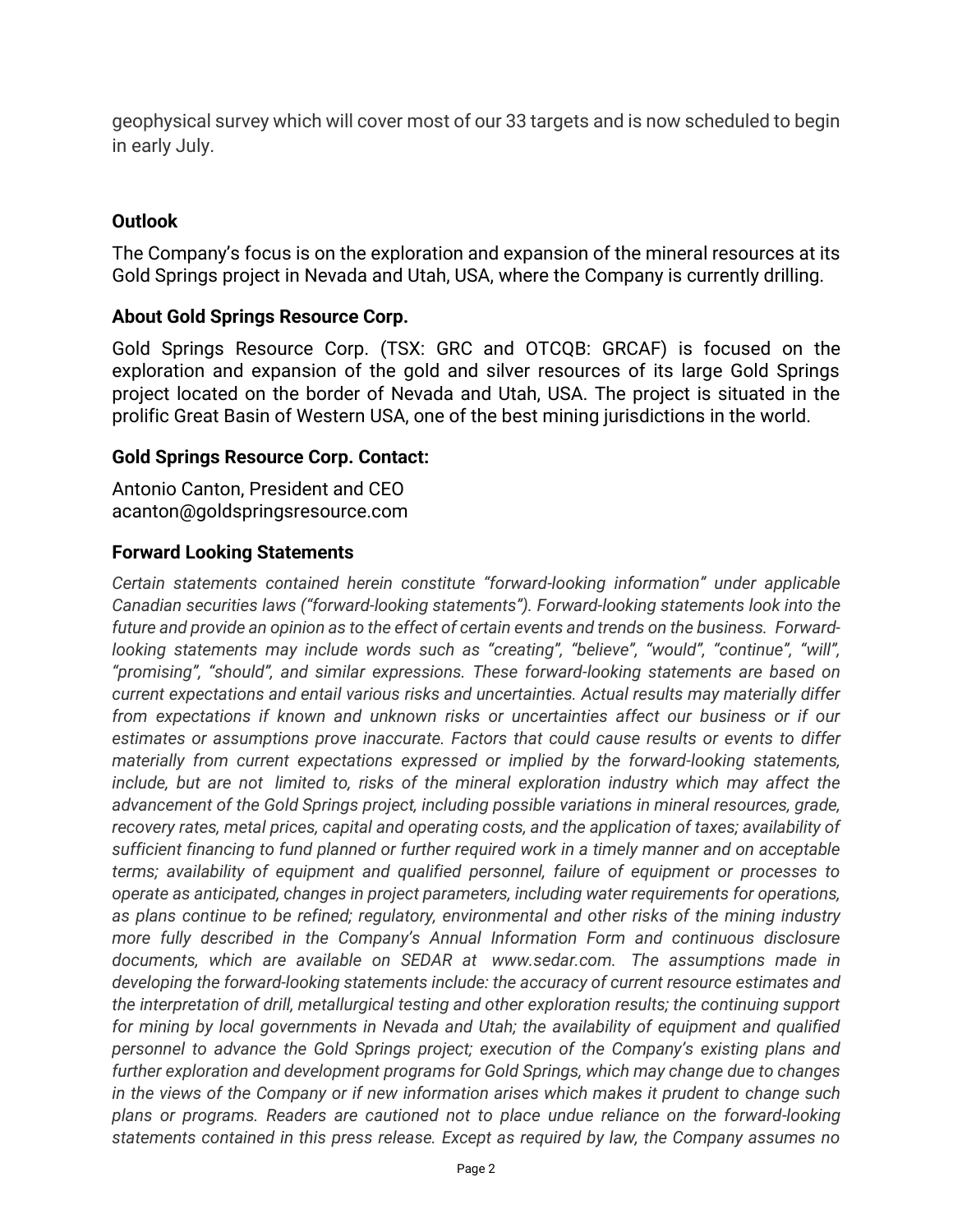geophysical survey which will cover most of our 33 targets and is now scheduled to begin in early July.

### Outlook

The Company's focus is on the exploration and expansion of the mineral resources at its Gold Springs project in Nevada and Utah, USA, where the Company is currently drilling.

### About Gold Springs Resource Corp.

Gold Springs Resource Corp. (TSX: GRC and OTCQB: GRCAF) is focused on the exploration and expansion of the gold and silver resources of its large Gold Springs project located on the border of Nevada and Utah, USA. The project is situated in the prolific Great Basin of Western USA, one of the best mining jurisdictions in the world.

### Gold Springs Resource Corp. Contact:

Antonio Canton, President and CEO
acanton@goldspringsresource.com

### Forward Looking Statements

*Certain statements contained herein constitute "forward-looking information" under applicable Canadian securities laws ("forward-looking statements"). Forward-looking statements look into the future and provide an opinion as to the effect of certain events and trends on the business. Forward-looking statements may include words such as "creating", "believe", "would", "continue", "will", "promising", "should", and similar expressions. These forward-looking statements are based on current expectations and entail various risks and uncertainties. Actual results may materially differ from expectations if known and unknown risks or uncertainties affect our business or if our estimates or assumptions prove inaccurate. Factors that could cause results or events to differ materially from current expectations expressed or implied by the forward-looking statements, include, but are not limited to, risks of the mineral exploration industry which may affect the advancement of the Gold Springs project, including possible variations in mineral resources, grade, recovery rates, metal prices, capital and operating costs, and the application of taxes; availability of sufficient financing to fund planned or further required work in a timely manner and on acceptable terms; availability of equipment and qualified personnel, failure of equipment or processes to operate as anticipated, changes in project parameters, including water requirements for operations, as plans continue to be refined; regulatory, environmental and other risks of the mining industry more fully described in the Company's Annual Information Form and continuous disclosure documents, which are available on SEDAR at www.sedar.com. The assumptions made in developing the forward-looking statements include: the accuracy of current resource estimates and the interpretation of drill, metallurgical testing and other exploration results; the continuing support for mining by local governments in Nevada and Utah; the availability of equipment and qualified personnel to advance the Gold Springs project; execution of the Company's existing plans and further exploration and development programs for Gold Springs, which may change due to changes in the views of the Company or if new information arises which makes it prudent to change such plans or programs. Readers are cautioned not to place undue reliance on the forward-looking statements contained in this press release. Except as required by law, the Company assumes no*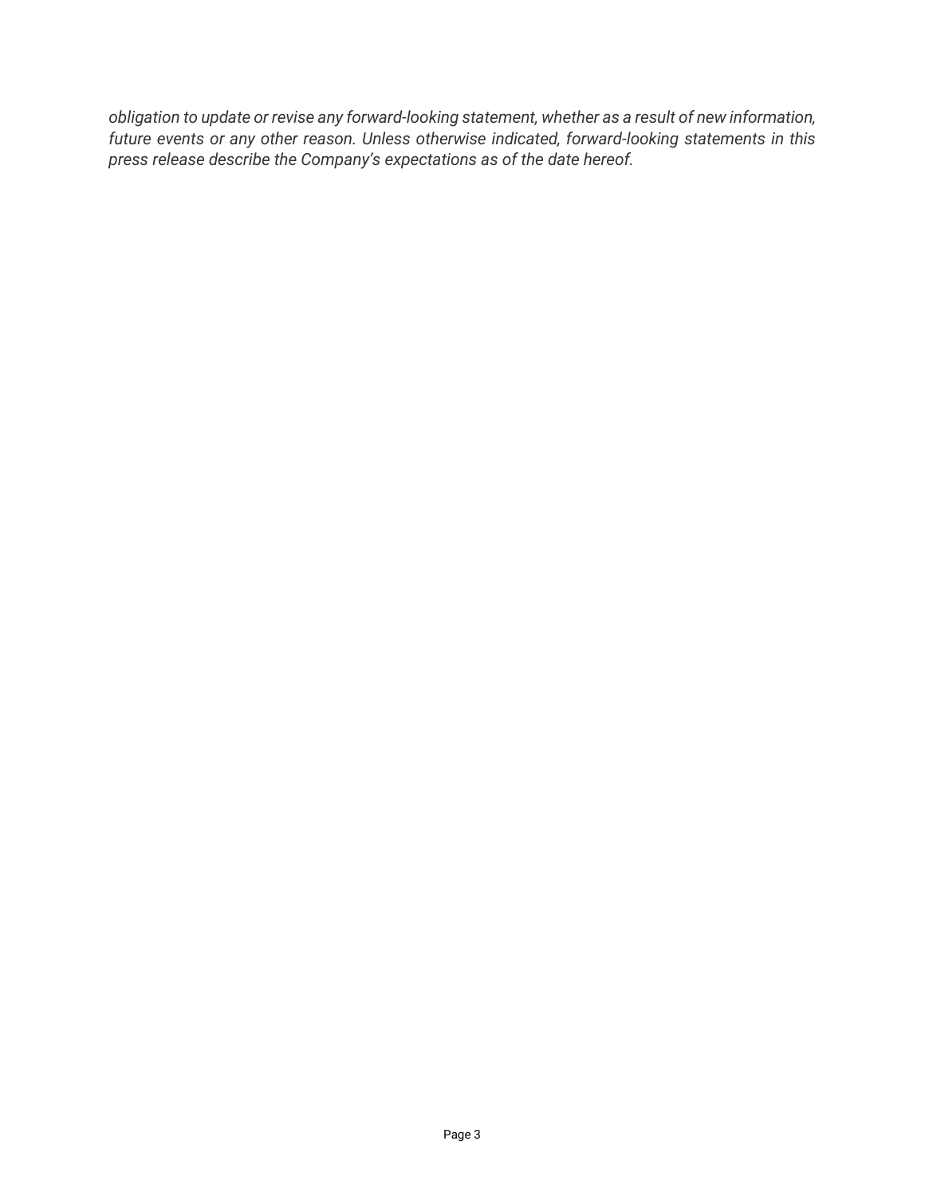*obligation to update or revise any forward-looking statement, whether as a result of new information, future events or any other reason. Unless otherwise indicated, forward-looking statements in this press release describe the Company's expectations as of the date hereof.*